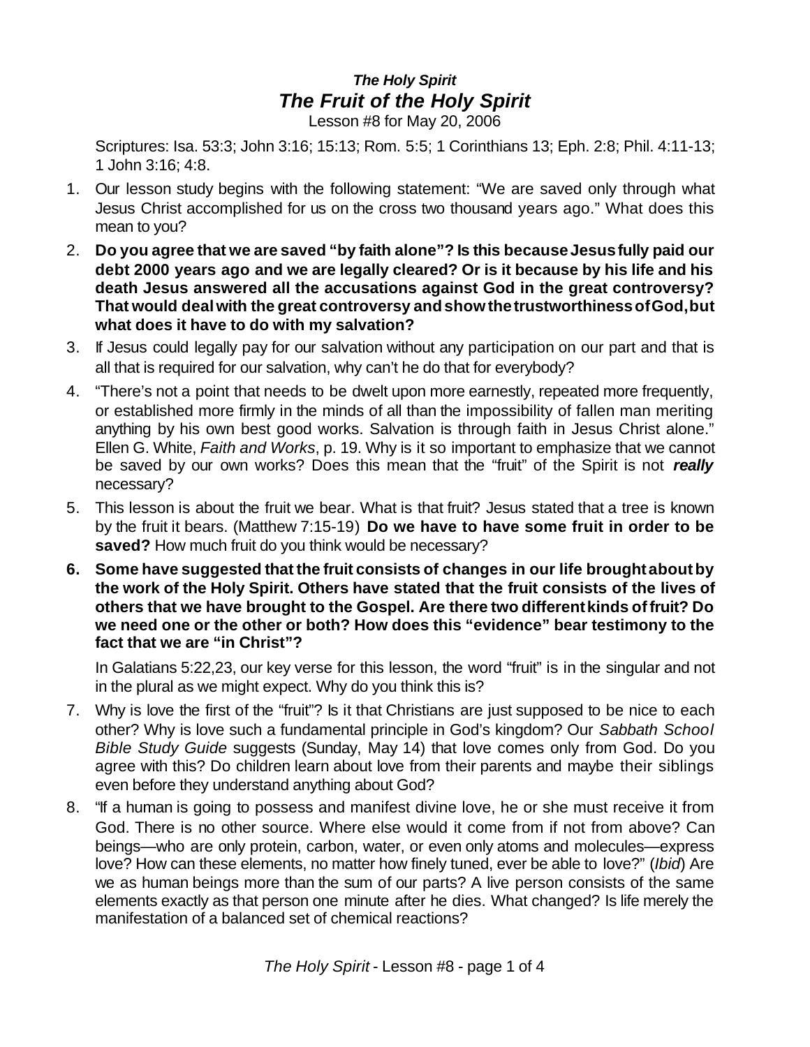***The Holy Spirit***

# ***The Fruit of the Holy Spirit***

Lesson #8 for May 20, 2006

Scriptures: Isa. 53:3; John 3:16; 15:13; Rom. 5:5; 1 Corinthians 13; Eph. 2:8; Phil. 4:11-13; 1 John 3:16; 4:8.

1. Our lesson study begins with the following statement: "We are saved only through what Jesus Christ accomplished for us on the cross two thousand years ago." What does this mean to you?
2. **Do you agree that we are saved "by faith alone"? Is this because Jesus fully paid our debt 2000 years ago and we are legally cleared? Or is it because by his life and his death Jesus answered all the accusations against God in the great controversy? That would deal with the great controversy and show the trustworthiness of God, but what does it have to do with my salvation?**
3. If Jesus could legally pay for our salvation without any participation on our part and that is all that is required for our salvation, why can't he do that for everybody?
4. "There's not a point that needs to be dwelt upon more earnestly, repeated more frequently, or established more firmly in the minds of all than the impossibility of fallen man meriting anything by his own best good works. Salvation is through faith in Jesus Christ alone." Ellen G. White, *Faith and Works*, p. 19. Why is it so important to emphasize that we cannot be saved by our own works? Does this mean that the "fruit" of the Spirit is not ***really*** necessary?
5. This lesson is about the fruit we bear. What is that fruit? Jesus stated that a tree is known by the fruit it bears. (Matthew 7:15-19) **Do we have to have some fruit in order to be saved?** How much fruit do you think would be necessary?
6. **Some have suggested that the fruit consists of changes in our life brought about by the work of the Holy Spirit. Others have stated that the fruit consists of the lives of others that we have brought to the Gospel. Are there two different kinds of fruit? Do we need one or the other or both? How does this "evidence" bear testimony to the fact that we are "in Christ"?**

   In Galatians 5:22,23, our key verse for this lesson, the word "fruit" is in the singular and not in the plural as we might expect. Why do you think this is?
7. Why is love the first of the "fruit"? Is it that Christians are just supposed to be nice to each other? Why is love such a fundamental principle in God's kingdom? Our *Sabbath School Bible Study Guide* suggests (Sunday, May 14) that love comes only from God. Do you agree with this? Do children learn about love from their parents and maybe their siblings even before they understand anything about God?
8. "If a human is going to possess and manifest divine love, he or she must receive it from God. There is no other source. Where else would it come from if not from above? Can beings—who are only protein, carbon, water, or even only atoms and molecules—express love? How can these elements, no matter how finely tuned, ever be able to love?" (*Ibid*) Are we as human beings more than the sum of our parts? A live person consists of the same elements exactly as that person one minute after he dies. What changed? Is life merely the manifestation of a balanced set of chemical reactions?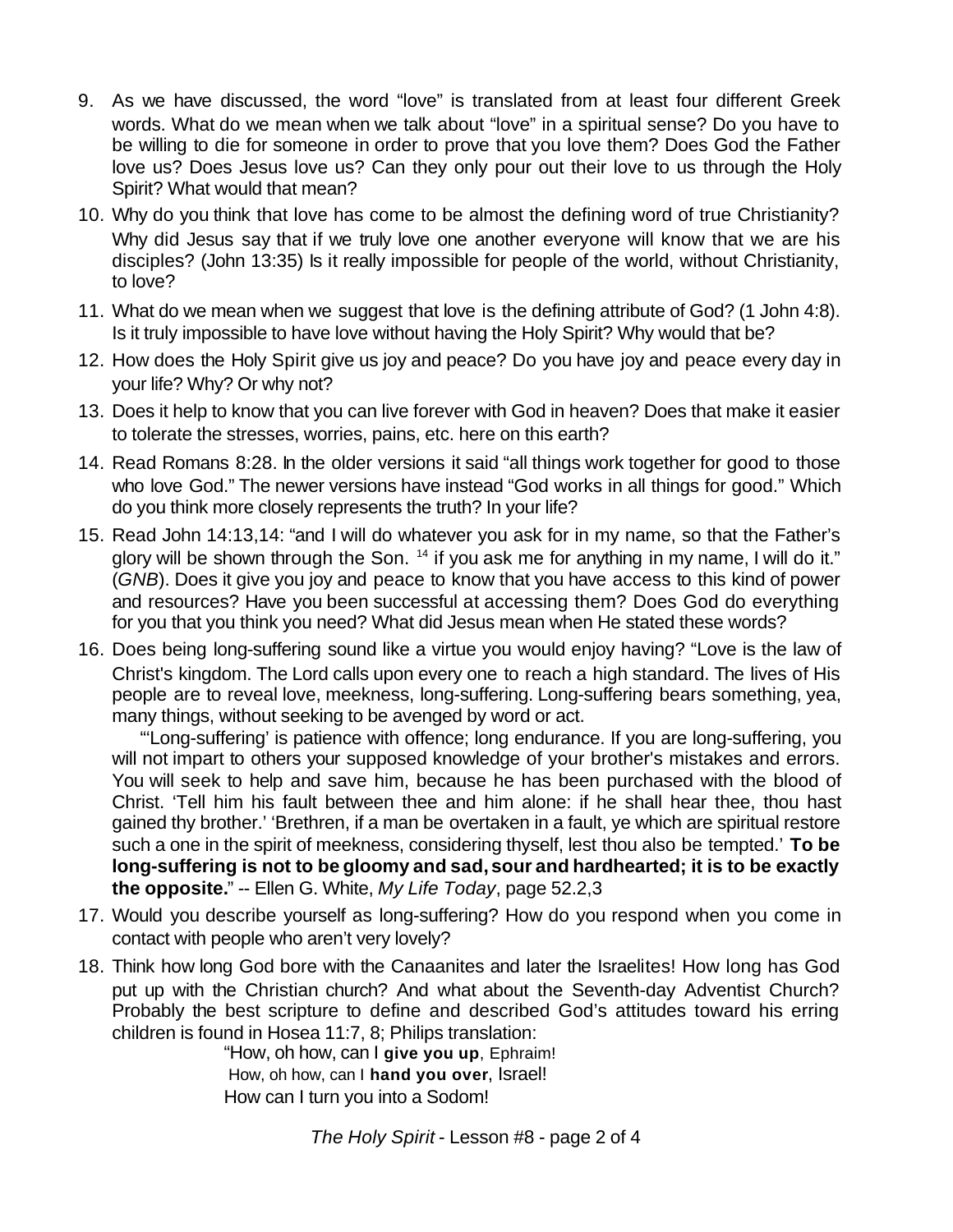9. As we have discussed, the word "love" is translated from at least four different Greek words. What do we mean when we talk about "love" in a spiritual sense? Do you have to be willing to die for someone in order to prove that you love them? Does God the Father love us? Does Jesus love us? Can they only pour out their love to us through the Holy Spirit? What would that mean?
10. Why do you think that love has come to be almost the defining word of true Christianity? Why did Jesus say that if we truly love one another everyone will know that we are his disciples? (John 13:35) Is it really impossible for people of the world, without Christianity, to love?
11. What do we mean when we suggest that love is the defining attribute of God? (1 John 4:8). Is it truly impossible to have love without having the Holy Spirit? Why would that be?
12. How does the Holy Spirit give us joy and peace? Do you have joy and peace every day in your life? Why? Or why not?
13. Does it help to know that you can live forever with God in heaven? Does that make it easier to tolerate the stresses, worries, pains, etc. here on this earth?
14. Read Romans 8:28. In the older versions it said "all things work together for good to those who love God." The newer versions have instead "God works in all things for good." Which do you think more closely represents the truth? In your life?
15. Read John 14:13,14: "and I will do whatever you ask for in my name, so that the Father's glory will be shown through the Son. [14] if you ask me for anything in my name, I will do it." (*GNB*). Does it give you joy and peace to know that you have access to this kind of power and resources? Have you been successful at accessing them? Does God do everything for you that you think you need? What did Jesus mean when He stated these words?
16. Does being long-suffering sound like a virtue you would enjoy having? "Love is the law of Christ's kingdom. The Lord calls upon every one to reach a high standard. The lives of His people are to reveal love, meekness, long-suffering. Long-suffering bears something, yea, many things, without seeking to be avenged by word or act.

    "'Long-suffering' is patience with offence; long endurance. If you are long-suffering, you will not impart to others your supposed knowledge of your brother's mistakes and errors. You will seek to help and save him, because he has been purchased with the blood of Christ. 'Tell him his fault between thee and him alone: if he shall hear thee, thou hast gained thy brother.' 'Brethren, if a man be overtaken in a fault, ye which are spiritual restore such a one in the spirit of meekness, considering thyself, lest thou also be tempted.' **To be long-suffering is not to be gloomy and sad, sour and hardhearted; it is to be exactly the opposite.**" -- Ellen G. White, *My Life Today*, page 52.2,3
17. Would you describe yourself as long-suffering? How do you respond when you come in contact with people who aren't very lovely?
18. Think how long God bore with the Canaanites and later the Israelites! How long has God put up with the Christian church? And what about the Seventh-day Adventist Church? Probably the best scripture to define and described God's attitudes toward his erring children is found in Hosea 11:7, 8; Philips translation:

    "How, oh how, can I **give you up**, Ephraim!
    How, oh how, can I **hand you over**, Israel!
    How can I turn you into a Sodom!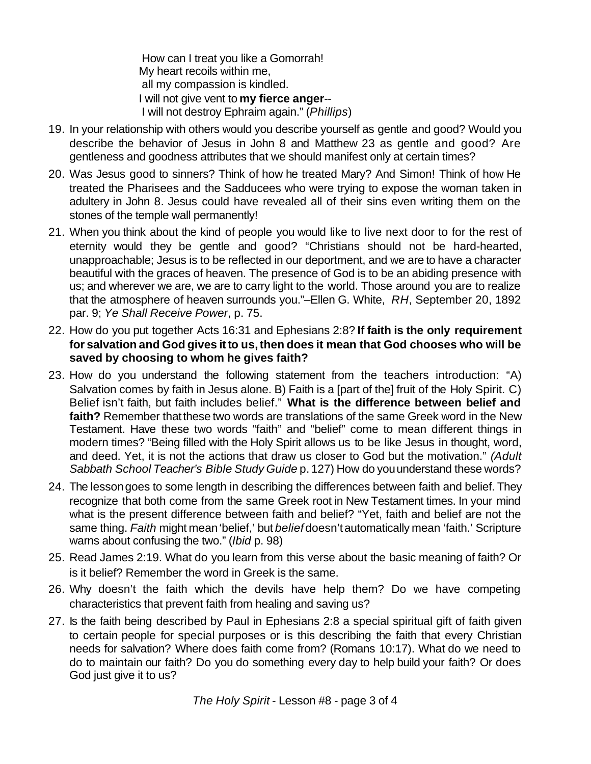How can I treat you like a Gomorrah!
My heart recoils within me,
all my compassion is kindled.
I will not give vent to **my fierce anger**--
I will not destroy Ephraim again." (*Phillips*)

19. In your relationship with others would you describe yourself as gentle and good? Would you describe the behavior of Jesus in John 8 and Matthew 23 as gentle and good? Are gentleness and goodness attributes that we should manifest only at certain times?
20. Was Jesus good to sinners? Think of how he treated Mary? And Simon! Think of how He treated the Pharisees and the Sadducees who were trying to expose the woman taken in adultery in John 8. Jesus could have revealed all of their sins even writing them on the stones of the temple wall permanently!
21. When you think about the kind of people you would like to live next door to for the rest of eternity would they be gentle and good? "Christians should not be hard-hearted, unapproachable; Jesus is to be reflected in our deportment, and we are to have a character beautiful with the graces of heaven. The presence of God is to be an abiding presence with us; and wherever we are, we are to carry light to the world. Those around you are to realize that the atmosphere of heaven surrounds you."–Ellen G. White, *RH*, September 20, 1892 par. 9; *Ye Shall Receive Power*, p. 75.
22. How do you put together Acts 16:31 and Ephesians 2:8? **If faith is the only requirement for salvation and God gives it to us, then does it mean that God chooses who will be saved by choosing to whom he gives faith?**
23. How do you understand the following statement from the teachers introduction: "A) Salvation comes by faith in Jesus alone. B) Faith is a [part of the] fruit of the Holy Spirit. C) Belief isn't faith, but faith includes belief." **What is the difference between belief and faith?** Remember that these two words are translations of the same Greek word in the New Testament. Have these two words "faith" and "belief" come to mean different things in modern times? "Being filled with the Holy Spirit allows us to be like Jesus in thought, word, and deed. Yet, it is not the actions that draw us closer to God but the motivation." *(Adult Sabbath School Teacher's Bible Study Guide* p. 127) How do you understand these words?
24. The lesson goes to some length in describing the differences between faith and belief. They recognize that both come from the same Greek root in New Testament times. In your mind what is the present difference between faith and belief? "Yet, faith and belief are not the same thing. *Faith* might mean 'belief,' but *belief* doesn't automatically mean 'faith.' Scripture warns about confusing the two." (*Ibid* p. 98)
25. Read James 2:19. What do you learn from this verse about the basic meaning of faith? Or is it belief? Remember the word in Greek is the same.
26. Why doesn't the faith which the devils have help them? Do we have competing characteristics that prevent faith from healing and saving us?
27. Is the faith being described by Paul in Ephesians 2:8 a special spiritual gift of faith given to certain people for special purposes or is this describing the faith that every Christian needs for salvation? Where does faith come from? (Romans 10:17). What do we need to do to maintain our faith? Do you do something every day to help build your faith? Or does God just give it to us?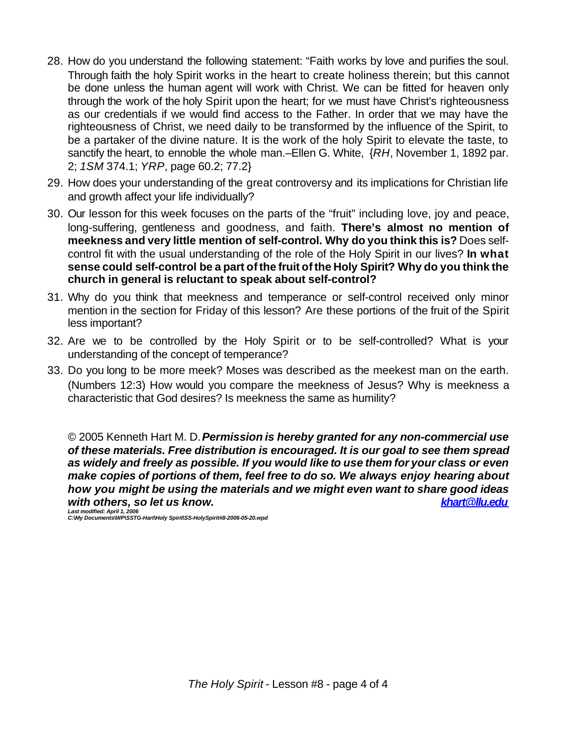28. How do you understand the following statement: "Faith works by love and purifies the soul. Through faith the holy Spirit works in the heart to create holiness therein; but this cannot be done unless the human agent will work with Christ. We can be fitted for heaven only through the work of the holy Spirit upon the heart; for we must have Christ's righteousness as our credentials if we would find access to the Father. In order that we may have the righteousness of Christ, we need daily to be transformed by the influence of the Spirit, to be a partaker of the divine nature. It is the work of the holy Spirit to elevate the taste, to sanctify the heart, to ennoble the whole man.–Ellen G. White, {*RH*, November 1, 1892 par. 2; *1SM* 374.1; *YRP*, page 60.2; 77.2}
29. How does your understanding of the great controversy and its implications for Christian life and growth affect your life individually?
30. Our lesson for this week focuses on the parts of the "fruit" including love, joy and peace, long-suffering, gentleness and goodness, and faith. **There's almost no mention of meekness and very little mention of self-control. Why do you think this is?** Does self-control fit with the usual understanding of the role of the Holy Spirit in our lives? **In what sense could self-control be a part of the fruit of the Holy Spirit? Why do you think the church in general is reluctant to speak about self-control?**
31. Why do you think that meekness and temperance or self-control received only minor mention in the section for Friday of this lesson? Are these portions of the fruit of the Spirit less important?
32. Are we to be controlled by the Holy Spirit or to be self-controlled? What is your understanding of the concept of temperance?
33. Do you long to be more meek? Moses was described as the meekest man on the earth. (Numbers 12:3) How would you compare the meekness of Jesus? Why is meekness a characteristic that God desires? Is meekness the same as humility?

© 2005 Kenneth Hart M. D. ***Permission is hereby granted for any non-commercial use of these materials. Free distribution is encouraged. It is our goal to see them spread as widely and freely as possible. If you would like to use them for your class or even make copies of portions of them, feel free to do so. We always enjoy hearing about how you might be using the materials and we might even want to share good ideas with others, so let us know.*** ***khart@llu.edu***

***Last modified: April 1, 2006***
***C:\My Documents\WP\SSTG-Hart\Holy Spirit\SS-HolySpirit#8-2006-05-20.wpd***